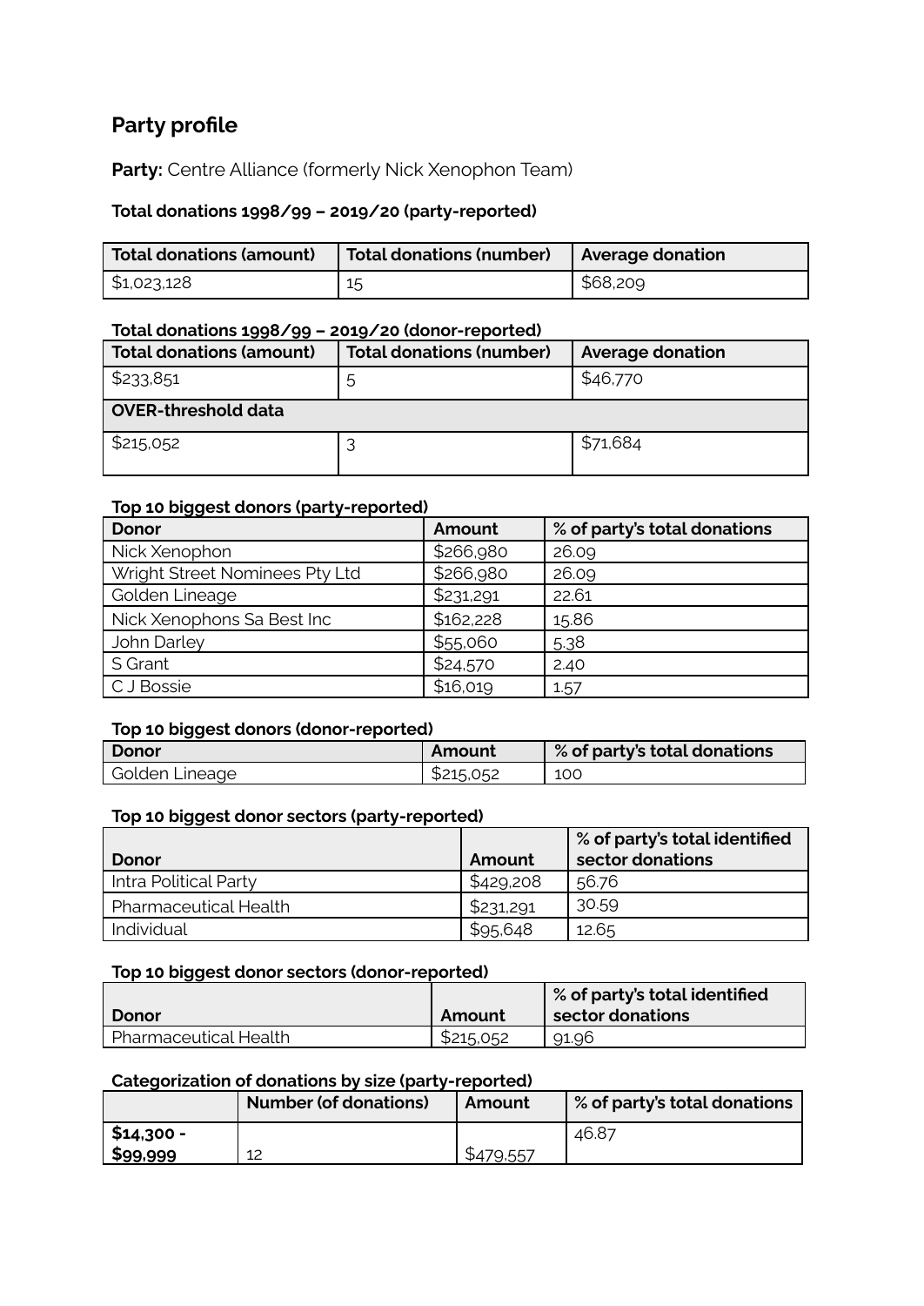## Party profile

**Party:** Centre Alliance (formerly Nick Xenophon Team)

### Total donations 1998/99 – 2019/20 (party-reported)

| Total donations (amount) | Total donations (number) | Average donation |
|---|---|---|
| $1,023,128 | 15 | $68,209 |

### Total donations 1998/99 – 2019/20 (donor-reported)

| Total donations (amount) | Total donations (number) | Average donation |
|---|---|---|
| $233,851 | 5 | $46,770 |
| **OVER-threshold data** | | |
| $215,052 | 3 | $71,684 |

### Top 10 biggest donors (party-reported)

| Donor | Amount | % of party's total donations |
|---|---|---|
| Nick Xenophon | $266,980 | 26.09 |
| Wright Street Nominees Pty Ltd | $266,980 | 26.09 |
| Golden Lineage | $231,291 | 22.61 |
| Nick Xenophons Sa Best Inc | $162,228 | 15.86 |
| John Darley | $55,060 | 5.38 |
| S Grant | $24,570 | 2.40 |
| C J Bossie | $16,019 | 1.57 |

### Top 10 biggest donors (donor-reported)

| Donor | Amount | % of party's total donations |
|---|---|---|
| Golden Lineage | $215,052 | 100 |

### Top 10 biggest donor sectors (party-reported)

| Donor | Amount | % of party's total identified sector donations |
|---|---|---|
| Intra Political Party | $429,208 | 56.76 |
| Pharmaceutical Health | $231,291 | 30.59 |
| Individual | $95,648 | 12.65 |

### Top 10 biggest donor sectors (donor-reported)

| Donor | Amount | % of party's total identified sector donations |
|---|---|---|
| Pharmaceutical Health | $215,052 | 91.96 |

### Categorization of donations by size (party-reported)

| | Number (of donations) | Amount | % of party's total donations |
|---|---|---|---|
| **$14,300 - $99,999** | 12 | $479,557 | 46.87 |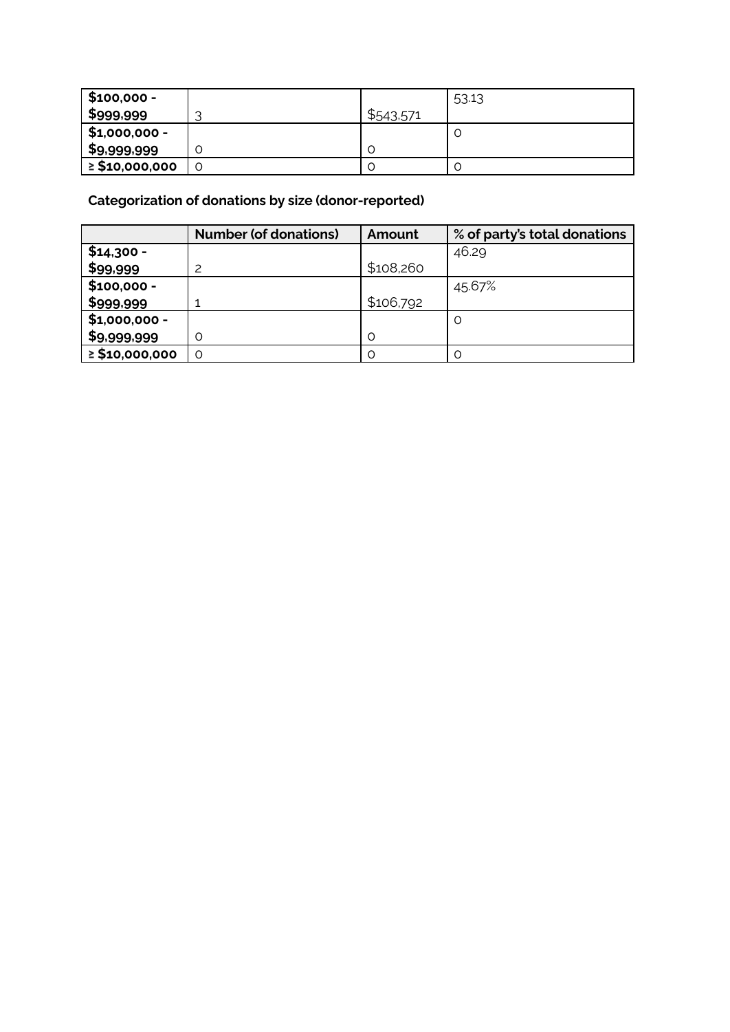| | | | |
|---|---|---|---|
| **$100,000 - $999,999** | 3 | $543,571 | 53.13 |
| **$1,000,000 - $9,999,999** | 0 | 0 | 0 |
| **≥ $10,000,000** | 0 | 0 | 0 |

**Categorization of donations by size (donor-reported)**

| | Number (of donations) | Amount | % of party's total donations |
|---|---|---|---|
| **$14,300 - $99,999** | 2 | $108,260 | 46.29 |
| **$100,000 - $999,999** | 1 | $106,792 | 45.67% |
| **$1,000,000 - $9,999,999** | 0 | 0 | 0 |
| **≥ $10,000,000** | 0 | 0 | 0 |